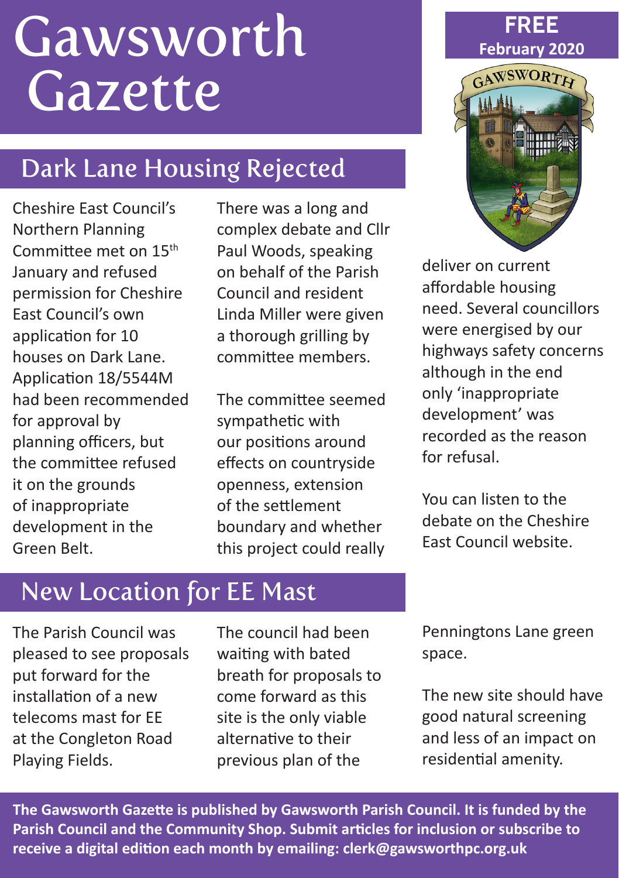# Gawsworth Gazette

**FREE**
**February 2020**

## Dark Lane Housing Rejected

Cheshire East Council's Northern Planning Committee met on 15th January and refused permission for Cheshire East Council's own application for 10 houses on Dark Lane. Application 18/5544M had been recommended for approval by planning officers, but the committee refused it on the grounds of inappropriate development in the Green Belt.

There was a long and complex debate and Cllr Paul Woods, speaking on behalf of the Parish Council and resident Linda Miller were given a thorough grilling by committee members.

The committee seemed sympathetic with our positions around effects on countryside openness, extension of the settlement boundary and whether this project could really deliver on current affordable housing need. Several councillors were energised by our highways safety concerns although in the end only 'inappropriate development' was recorded as the reason for refusal.

You can listen to the debate on the Cheshire East Council website.

## New Location for EE Mast

The Parish Council was pleased to see proposals put forward for the installation of a new telecoms mast for EE at the Congleton Road Playing Fields.

The council had been waiting with bated breath for proposals to come forward as this site is the only viable alternative to their previous plan of the Penningtons Lane green space.

The new site should have good natural screening and less of an impact on residential amenity.

**The Gawsworth Gazette is published by Gawsworth Parish Council. It is funded by the Parish Council and the Community Shop. Submit articles for inclusion or subscribe to receive a digital edition each month by emailing: clerk@gawsworthpc.org.uk**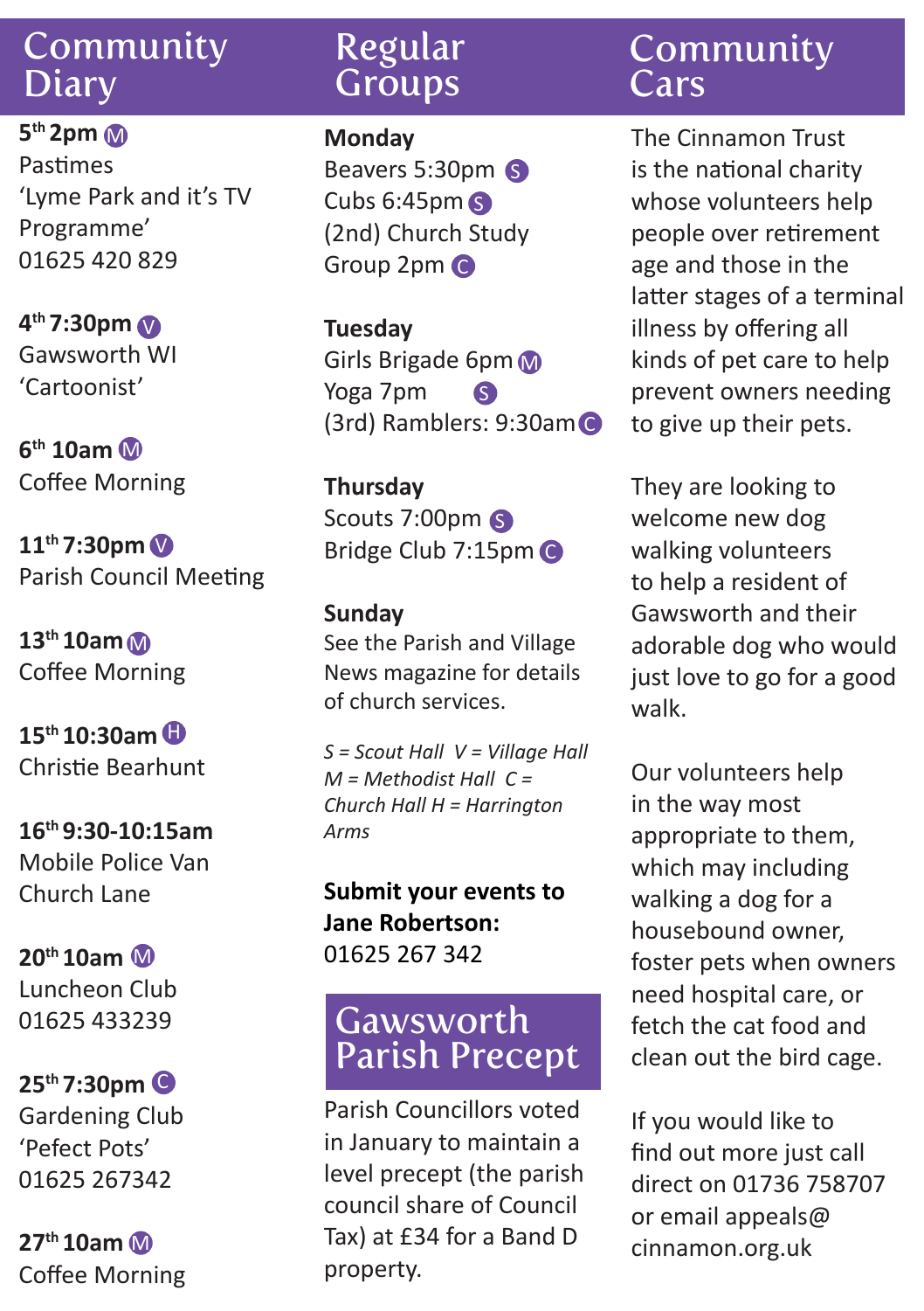## Community Diary

**5th 2pm** (M)
Pastimes
'Lyme Park and it's TV Programme'
01625 420 829

**4th 7:30pm** (V)
Gawsworth WI
'Cartoonist'

**6th 10am** (M)
Coffee Morning

**11th 7:30pm** (V)
Parish Council Meeting

**13th 10am** (M)
Coffee Morning

**15th 10:30am** (H)
Christie Bearhunt

**16th 9:30-10:15am**
Mobile Police Van
Church Lane

**20th 10am** (M)
Luncheon Club
01625 433239

**25th 7:30pm** (C)
Gardening Club
'Pefect Pots'
01625 267342

**27th 10am** (M)
Coffee Morning

## Regular Groups

**Monday**
Beavers 5:30pm (S)
Cubs 6:45pm (S)
(2nd) Church Study Group 2pm (C)

**Tuesday**
Girls Brigade 6pm (M)
Yoga 7pm (S)
(3rd) Ramblers: 9:30am (C)

**Thursday**
Scouts 7:00pm (S)
Bridge Club 7:15pm (C)

**Sunday**
See the Parish and Village News magazine for details of church services.

*S = Scout Hall V = Village Hall M = Methodist Hall C = Church Hall H = Harrington Arms*

**Submit your events to Jane Robertson:**
01625 267 342

## Gawsworth Parish Precept

Parish Councillors voted in January to maintain a level precept (the parish council share of Council Tax) at £34 for a Band D property.

## Community Cars

The Cinnamon Trust is the national charity whose volunteers help people over retirement age and those in the latter stages of a terminal illness by offering all kinds of pet care to help prevent owners needing to give up their pets.

They are looking to welcome new dog walking volunteers to help a resident of Gawsworth and their adorable dog who would just love to go for a good walk.

Our volunteers help in the way most appropriate to them, which may including walking a dog for a housebound owner, foster pets when owners need hospital care, or fetch the cat food and clean out the bird cage.

If you would like to find out more just call direct on 01736 758707 or email appeals@cinnamon.org.uk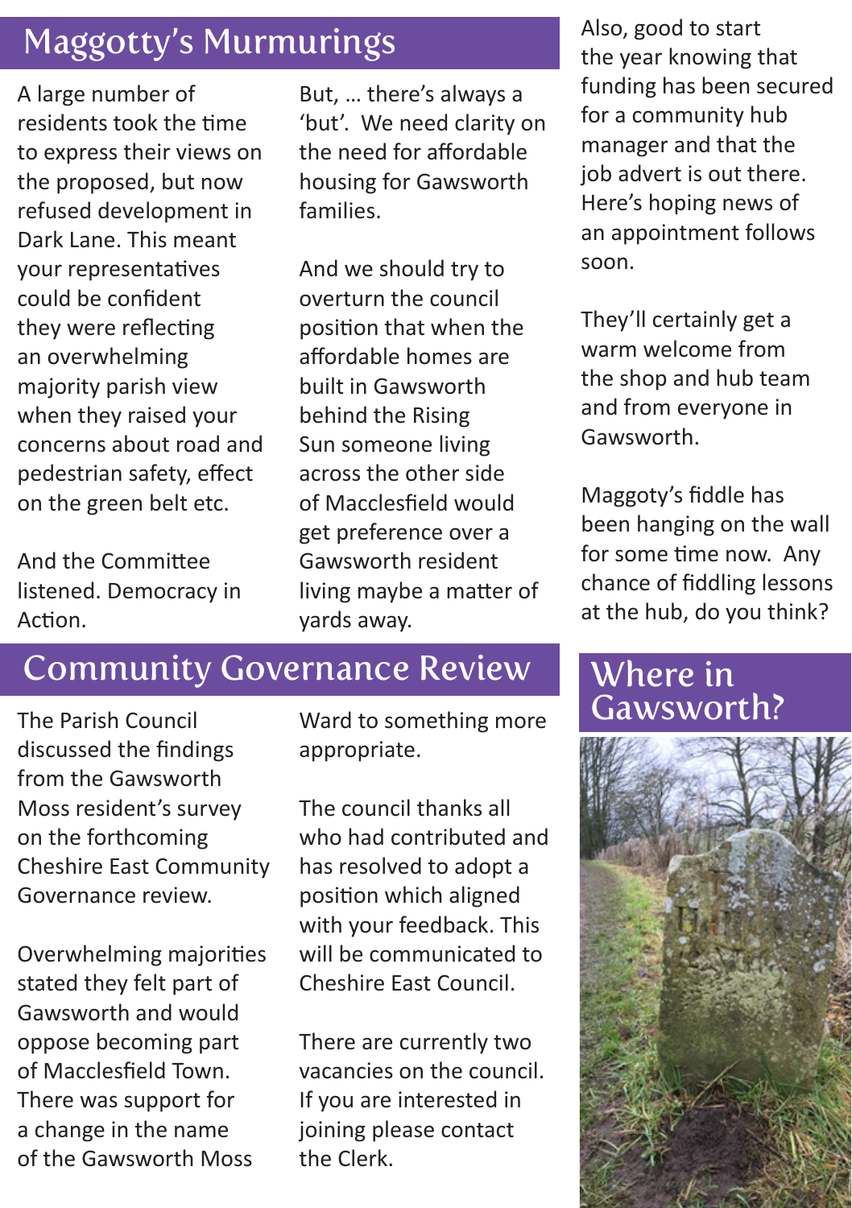## Maggotty's Murmurings

A large number of residents took the time to express their views on the proposed, but now refused development in Dark Lane. This meant your representatives could be confident they were reflecting an overwhelming majority parish view when they raised your concerns about road and pedestrian safety, effect on the green belt etc.

And the Committee listened. Democracy in Action.

But, … there's always a 'but'. We need clarity on the need for affordable housing for Gawsworth families.

And we should try to overturn the council position that when the affordable homes are built in Gawsworth behind the Rising Sun someone living across the other side of Macclesfield would get preference over a Gawsworth resident living maybe a matter of yards away.

Also, good to start the year knowing that funding has been secured for a community hub manager and that the job advert is out there. Here's hoping news of an appointment follows soon.

They'll certainly get a warm welcome from the shop and hub team and from everyone in Gawsworth.

Maggoty's fiddle has been hanging on the wall for some time now. Any chance of fiddling lessons at the hub, do you think?

## Community Governance Review

The Parish Council discussed the findings from the Gawsworth Moss resident's survey on the forthcoming Cheshire East Community Governance review.

Overwhelming majorities stated they felt part of Gawsworth and would oppose becoming part of Macclesfield Town. There was support for a change in the name of the Gawsworth Moss Ward to something more appropriate.

The council thanks all who had contributed and has resolved to adopt a position which aligned with your feedback. This will be communicated to Cheshire East Council.

There are currently two vacancies on the council. If you are interested in joining please contact the Clerk.

## Where in Gawsworth?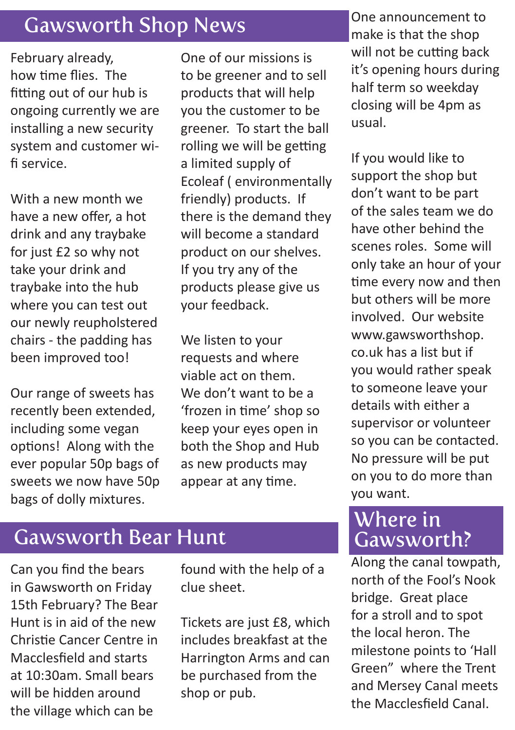## Gawsworth Shop News

February already, how time flies. The fitting out of our hub is ongoing currently we are installing a new security system and customer wi-fi service.

With a new month we have a new offer, a hot drink and any traybake for just £2 so why not take your drink and traybake into the hub where you can test out our newly reupholstered chairs - the padding has been improved too!

Our range of sweets has recently been extended, including some vegan options! Along with the ever popular 50p bags of sweets we now have 50p bags of dolly mixtures.

One of our missions is to be greener and to sell products that will help you the customer to be greener. To start the ball rolling we will be getting a limited supply of Ecoleaf ( environmentally friendly) products. If there is the demand they will become a standard product on our shelves. If you try any of the products please give us your feedback.

We listen to your requests and where viable act on them. We don't want to be a 'frozen in time' shop so keep your eyes open in both the Shop and Hub as new products may appear at any time.

One announcement to make is that the shop will not be cutting back it's opening hours during half term so weekday closing will be 4pm as usual.

If you would like to support the shop but don't want to be part of the sales team we do have other behind the scenes roles. Some will only take an hour of your time every now and then but others will be more involved. Our website www.gawsworthshop.co.uk has a list but if you would rather speak to someone leave your details with either a supervisor or volunteer so you can be contacted. No pressure will be put on you to do more than you want.

## Gawsworth Bear Hunt

Can you find the bears in Gawsworth on Friday 15th February? The Bear Hunt is in aid of the new Christie Cancer Centre in Macclesfield and starts at 10:30am. Small bears will be hidden around the village which can be found with the help of a clue sheet.

Tickets are just £8, which includes breakfast at the Harrington Arms and can be purchased from the shop or pub.

## Where in Gawsworth?

Along the canal towpath, north of the Fool's Nook bridge. Great place for a stroll and to spot the local heron. The milestone points to 'Hall Green" where the Trent and Mersey Canal meets the Macclesfield Canal.